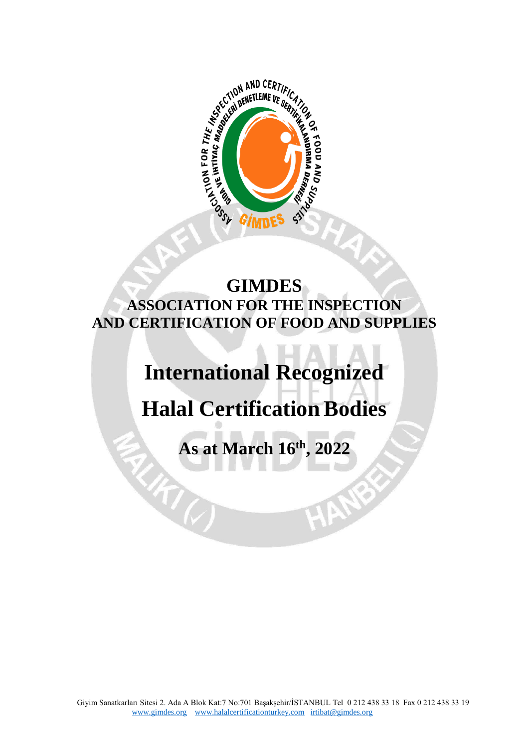# GIMDES

## ASSOCIATION FOR THE INSPECTION AND CERTIFICATION OF FOOD AND SUPPLIES

# International Recognized Halal Certification Bodies

## As at March 16th, 2022

Giyim Sanatkarları Sitesi 2. Ada A Blok Kat:7 No:701 Başakşehir/İSTANBUL Tel 0 212 438 33 18 Fax 0 212 438 33 19
www.gimdes.org www.halalcertificationturkey.com irtibat@gimdes.org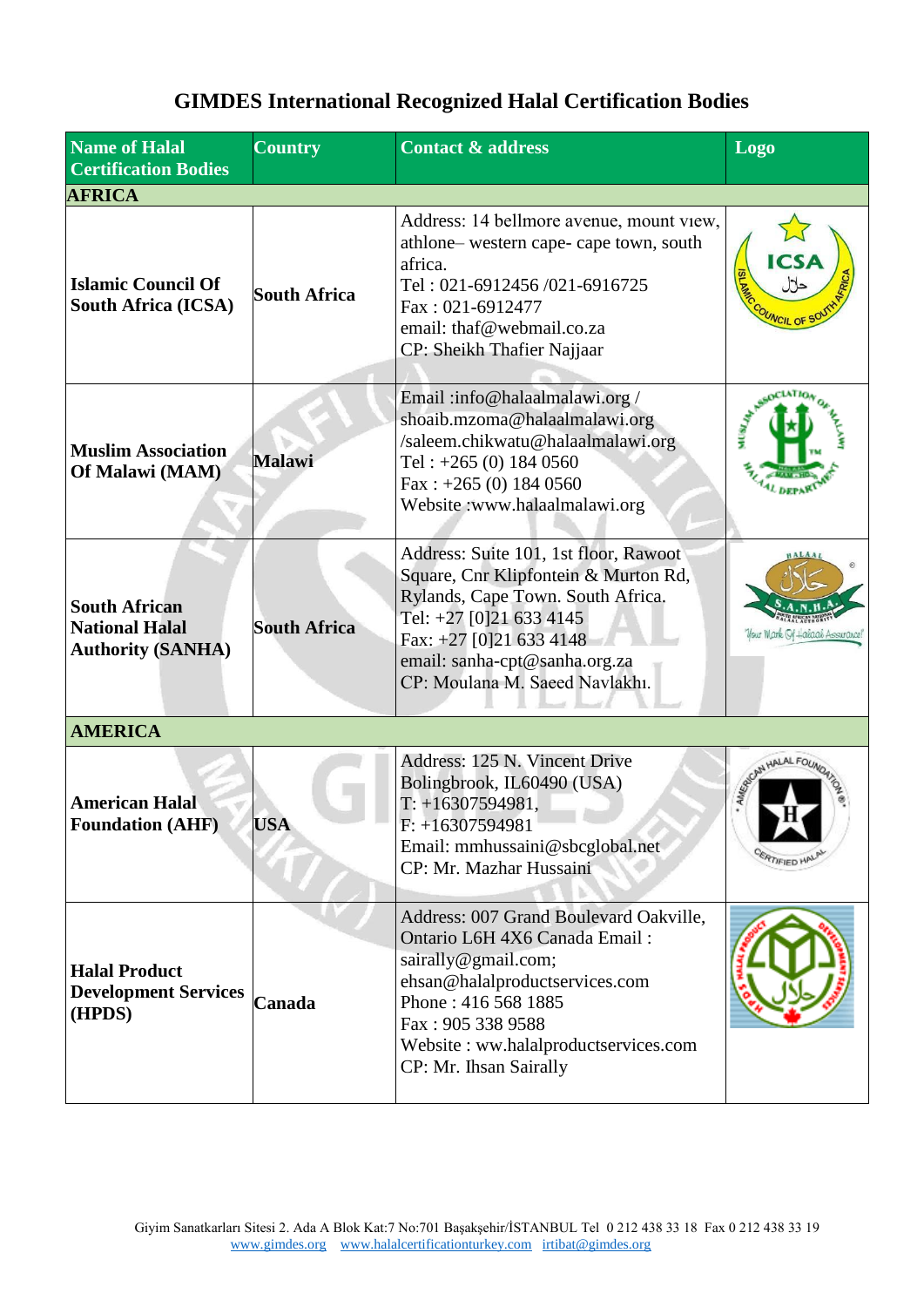# GIMDES International Recognized Halal Certification Bodies

| Name of Halal Certification Bodies | Country | Contact & address | Logo |
|---|---|---|---|
| **AFRICA** | | | |
| **Islamic Council Of South Africa (ICSA)** | **South Africa** | Address: 14 bellmore avenue, mount view, athlone– western cape- cape town, south africa.<br>Tel : 021-6912456 /021-6916725<br>Fax : 021-6912477<br>email: thaf@webmail.co.za<br>CP: Sheikh Thafier Najjaar | |
| **Muslim Association Of Malawi (MAM)** | **Malawi** | Email :info@halaalmalawi.org / shoaib.mzoma@halaalmalawi.org /saleem.chikwatu@halaalmalawi.org<br>Tel : +265 (0) 184 0560<br>Fax : +265 (0) 184 0560<br>Website :www.halaalmalawi.org | |
| **South African National Halal Authority (SANHA)** | **South Africa** | Address: Suite 101, 1st floor, Rawoot Square, Cnr Klipfontein & Murton Rd, Rylands, Cape Town. South Africa.<br>Tel: +27 [0]21 633 4145<br>Fax: +27 [0]21 633 4148<br>email: sanha-cpt@sanha.org.za<br>CP: Moulana M. Saeed Navlakhı. | |
| **AMERICA** | | | |
| **American Halal Foundation (AHF)** | **USA** | Address: 125 N. Vincent Drive Bolingbrook, IL60490 (USA)<br>T: +16307594981,<br>F: +16307594981<br>Email: mmhussaini@sbcglobal.net<br>CP: Mr. Mazhar Hussaini | |
| **Halal Product Development Services (HPDS)** | **Canada** | Address: 007 Grand Boulevard Oakville, Ontario L6H 4X6 Canada Email : sairally@gmail.com; ehsan@halalproductservices.com<br>Phone : 416 568 1885<br>Fax : 905 338 9588<br>Website : ww.halalproductservices.com<br>CP: Mr. Ihsan Sairally | |

Giyim Sanatkarları Sitesi 2. Ada A Blok Kat:7 No:701 Başakşehir/İSTANBUL Tel 0 212 438 33 18 Fax 0 212 438 33 19
www.gimdes.org www.halalcertificationturkey.com irtibat@gimdes.org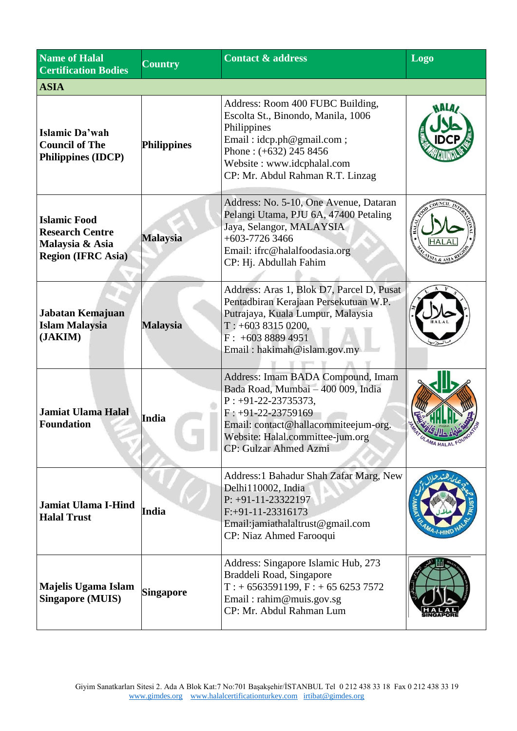| Name of Halal Certification Bodies | Country | Contact & address | Logo |
|---|---|---|---|
| **ASIA** | | | |
| **Islamic Da'wah Council of The Philippines (IDCP)** | **Philippines** | Address: Room 400 FUBC Building, Escolta St., Binondo, Manila, 1006 Philippines<br>Email : idcp.ph@gmail.com ;<br>Phone : (+632) 245 8456<br>Website : www.idcphalal.com<br>CP: Mr. Abdul Rahman R.T. Linzag | |
| **Islamic Food Research Centre Malaysia & Asia Region (IFRC Asia)** | **Malaysia** | Address: No. 5-10, One Avenue, Dataran Pelangi Utama, PJU 6A, 47400 Petaling Jaya, Selangor, MALAYSIA<br>+603-7726 3466<br>Email: ifrc@halalfoodasia.org<br>CP: Hj. Abdullah Fahim | |
| **Jabatan Kemajuan Islam Malaysia (JAKIM)** | **Malaysia** | Address: Aras 1, Blok D7, Parcel D, Pusat Pentadbiran Kerajaan Persekutuan W.P. Putrajaya, Kuala Lumpur, Malaysia<br>T : +603 8315 0200,<br>F : +603 8889 4951<br>Email : hakimah@islam.gov.my | |
| **Jamiat Ulama Halal Foundation** | **India** | Address: Imam BADA Compound, Imam Bada Road, Mumbai – 400 009, India<br>P : +91-22-23735373,<br>F : +91-22-23759169<br>Email: contact@hallacommiteejum-org.<br>Website: Halal.committee-jum.org<br>CP: Gulzar Ahmed Azmi | |
| **Jamiat Ulama I-Hind Halal Trust** | **India** | Address:1 Bahadur Shah Zafar Marg, New Delhi110002, India<br>P: +91-11-23322197<br>F:+91-11-23316173<br>Email:jamiathalaltrust@gmail.com<br>CP: Niaz Ahmed Farooqui | |
| **Majelis Ugama Islam Singapore (MUIS)** | **Singapore** | Address: Singapore Islamic Hub, 273 Braddeli Road, Singapore<br>T : + 6563591199, F : + 65 6253 7572<br>Email : rahim@muis.gov.sg<br>CP: Mr. Abdul Rahman Lum | |

Giyim Sanatkarları Sitesi 2. Ada A Blok Kat:7 No:701 Başakşehir/İSTANBUL Tel 0 212 438 33 18 Fax 0 212 438 33 19
www.gimdes.org www.halalcertificationturkey.com irtibat@gimdes.org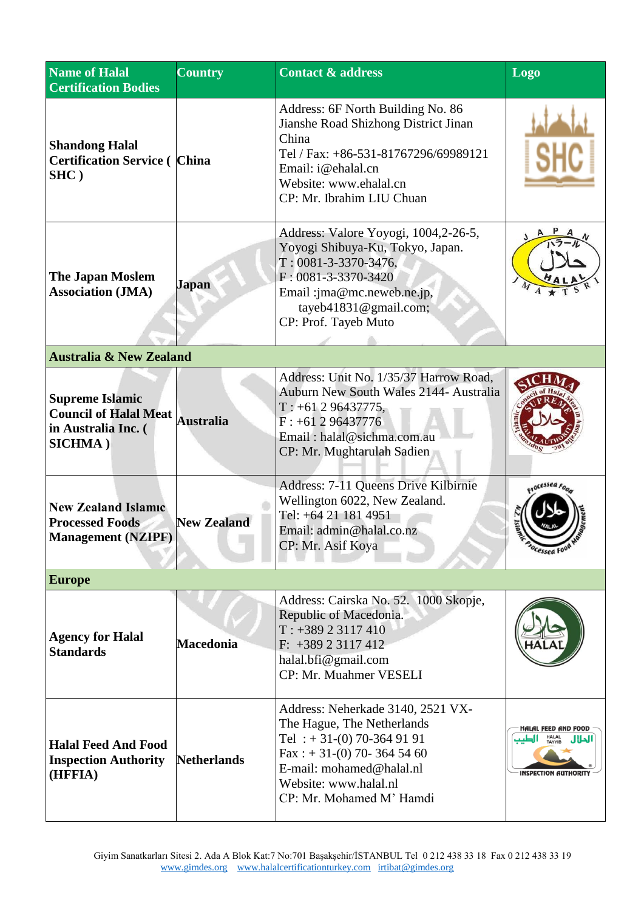| Name of Halal Certification Bodies | Country | Contact & address | Logo |
|---|---|---|---|
| **Shandong Halal Certification Service ( SHC )** | **China** | Address: 6F North Building No. 86 Jianshe Road Shizhong District Jinan China<br>Tel / Fax: +86-531-81767296/69989121<br>Email: i@ehalal.cn<br>Website: www.ehalal.cn<br>CP: Mr. Ibrahim LIU Chuan | |
| **The Japan Moslem Association (JMA)** | **Japan** | Address: Valore Yoyogi, 1004,2-26-5, Yoyogi Shibuya-Ku, Tokyo, Japan.<br>T : 0081-3-3370-3476,<br>F : 0081-3-3370-3420<br>Email :jma@mc.neweb.ne.jp, tayeb41831@gmail.com;<br>CP: Prof. Tayeb Muto | |
| **Australia & New Zealand** | | | |
| **Supreme Islamic Council of Halal Meat in Australia Inc. ( SICHMA )** | **Australia** | Address: Unit No. 1/35/37 Harrow Road, Auburn New South Wales 2144- Australia<br>T : +61 2 96437775,<br>F : +61 2 96437776<br>Email : halal@sichma.com.au<br>CP: Mr. Mughtarulah Sadien | |
| **New Zealand Islamic Processed Foods Management (NZIPF)** | **New Zealand** | Address: 7-11 Queens Drive Kilbirnie Wellington 6022, New Zealand.<br>Tel: +64 21 181 4951<br>Email: admin@halal.co.nz<br>CP: Mr. Asif Koya | |
| **Europe** | | | |
| **Agency for Halal Standards** | **Macedonia** | Address: Cairska No. 52. 1000 Skopje, Republic of Macedonia.<br>T : +389 2 3117 410<br>F: +389 2 3117 412<br>halal.bfi@gmail.com<br>CP: Mr. Muahmer VESELI | |
| **Halal Feed And Food Inspection Authority (HFFIA)** | **Netherlands** | Address: Neherkade 3140, 2521 VX- The Hague, The Netherlands<br>Tel : + 31-(0) 70-364 91 91<br>Fax : + 31-(0) 70- 364 54 60<br>E-mail: mohamed@halal.nl<br>Website: www.halal.nl<br>CP: Mr. Mohamed M' Hamdi | |

Giyim Sanatkarları Sitesi 2. Ada A Blok Kat:7 No:701 Başakşehir/İSTANBUL Tel 0 212 438 33 18 Fax 0 212 438 33 19
www.gimdes.org www.halalcertificationturkey.com irtibat@gimdes.org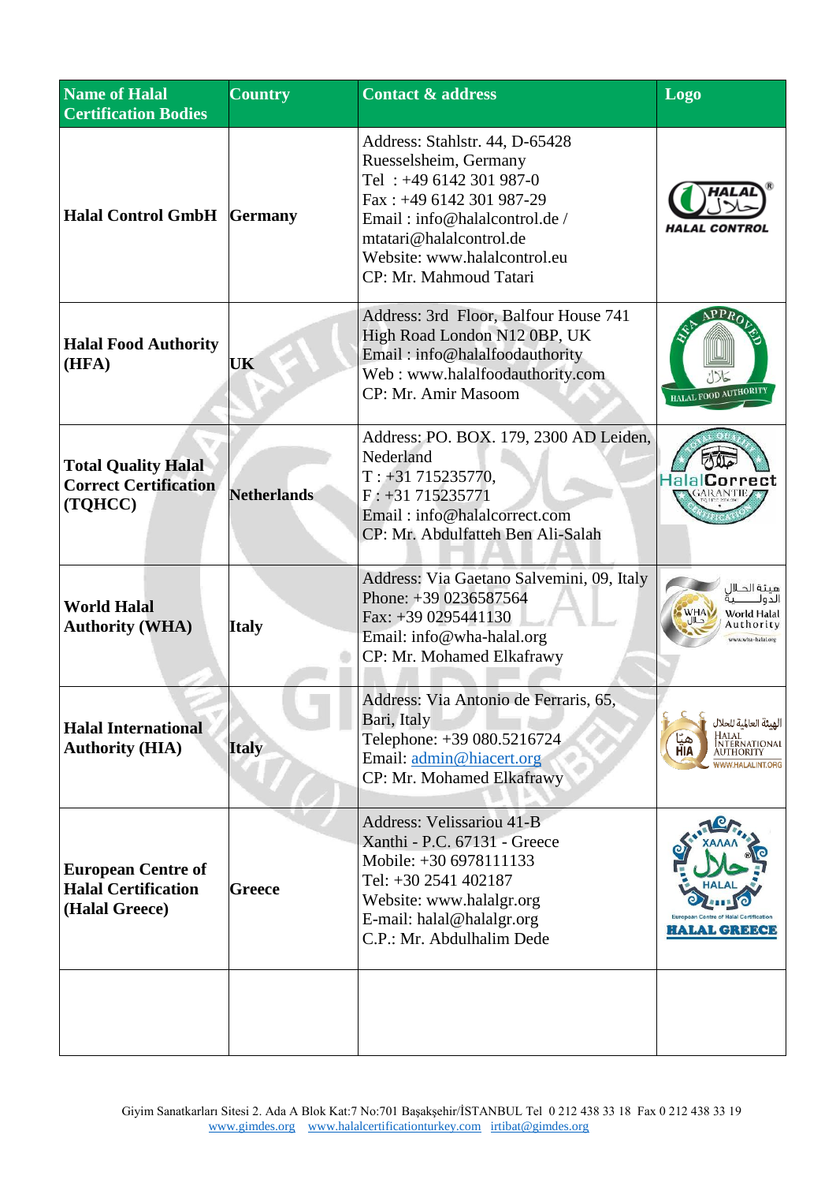| Name of Halal Certification Bodies | Country | Contact & address | Logo |
|---|---|---|---|
| **Halal Control GmbH** | **Germany** | Address: Stahlstr. 44, D-65428 Ruesselsheim, Germany<br>Tel : +49 6142 301 987-0<br>Fax : +49 6142 301 987-29<br>Email : info@halalcontrol.de / mtatari@halalcontrol.de<br>Website: www.halalcontrol.eu<br>CP: Mr. Mahmoud Tatari | HALAL حلال ® HALAL CONTROL |
| **Halal Food Authority (HFA)** | **UK** | Address: 3rd Floor, Balfour House 741 High Road London N12 0BP, UK<br>Email : info@halalfoodauthority<br>Web : www.halalfoodauthority.com<br>CP: Mr. Amir Masoom | HFA APPROVED حلال HALAL FOOD AUTHORITY |
| **Total Quality Halal Correct Certification (TQHCC)** | **Netherlands** | Address: PO. BOX. 179, 2300 AD Leiden, Nederland<br>T : +31 715235770,<br>F : +31 715235771<br>Email : info@halalcorrect.com<br>CP: Mr. Abdulfatteh Ben Ali-Salah | TOTAL QUALITY HalalCorrect GARANTIE CERTIFICATION |
| **World Halal Authority (WHA)** | **Italy** | Address: Via Gaetano Salvemini, 09, Italy<br>Phone: +39 0236587564<br>Fax: +39 0295441130<br>Email: info@wha-halal.org<br>CP: Mr. Mohamed Elkafrawy | هيئة الحلال الدولية WHA حلال World Halal Authority www.wha-halal.org |
| **Halal International Authority (HIA)** | **Italy** | Address: Via Antonio de Ferraris, 65, Bari, Italy<br>Telephone: +39 080.5216724<br>Email: admin@hiacert.org<br>CP: Mr. Mohamed Elkafrawy | الهيئة العالمية للحلال هيا HIA HALAL INTERNATIONAL AUTHORITY WWW.HALALINT.ORG |
| **European Centre of Halal Certification (Halal Greece)** | **Greece** | Address: Velissariou 41-B Xanthi - P.C. 67131 - Greece<br>Mobile: +30 6978111133<br>Tel: +30 2541 402187<br>Website: www.halalgr.org<br>E-mail: halal@halalgr.org<br>C.P.: Mr. Abdulhalim Dede | XAΛΑΛ حلال HALAL ® European Centre of Halal Certification HALAL GREECE |
| | | | |

Giyim Sanatkarları Sitesi 2. Ada A Blok Kat:7 No:701 Başakşehir/İSTANBUL Tel 0 212 438 33 18 Fax 0 212 438 33 19
www.gimdes.org www.halalcertificationturkey.com irtibat@gimdes.org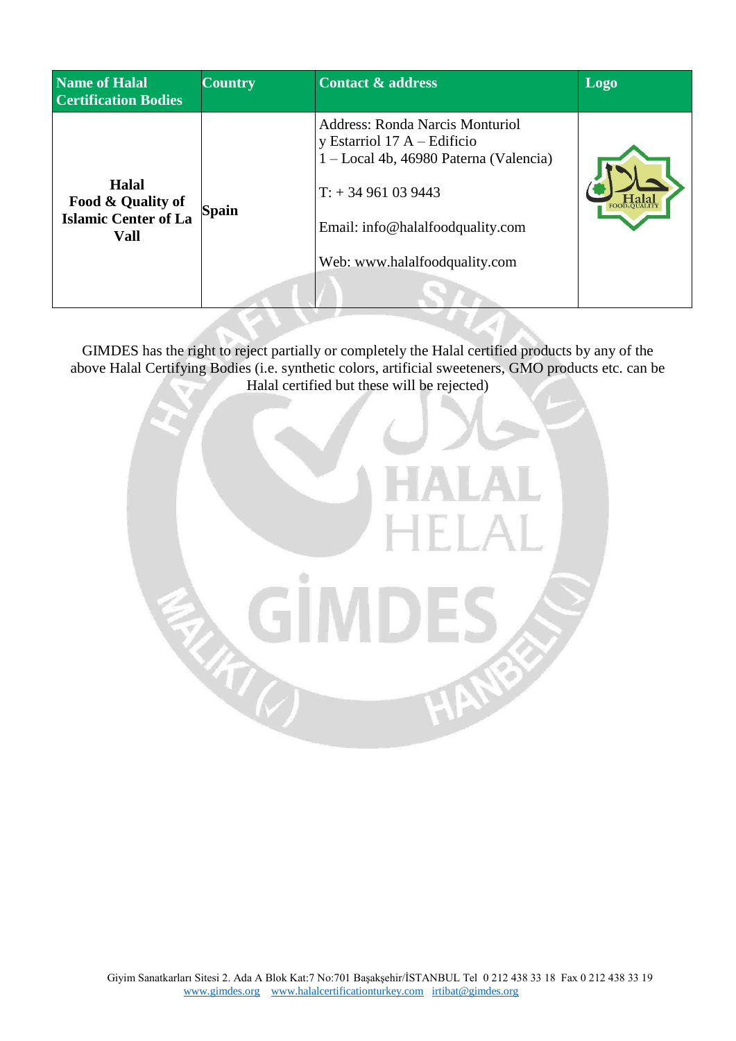| Name of Halal Certification Bodies | Country | Contact & address | Logo |
| --- | --- | --- | --- |
| **Halal Food & Quality of Islamic Center of La Vall** | **Spain** | Address: Ronda Narcis Monturiol y Estarriol 17 A – Edificio 1 – Local 4b, 46980 Paterna (Valencia)<br><br>T: + 34 961 03 9443<br><br>Email: info@halalfoodquality.com<br><br>Web: www.halalfoodquality.com | |

GIMDES has the right to reject partially or completely the Halal certified products by any of the above Halal Certifying Bodies (i.e. synthetic colors, artificial sweeteners, GMO products etc. can be Halal certified but these will be rejected)